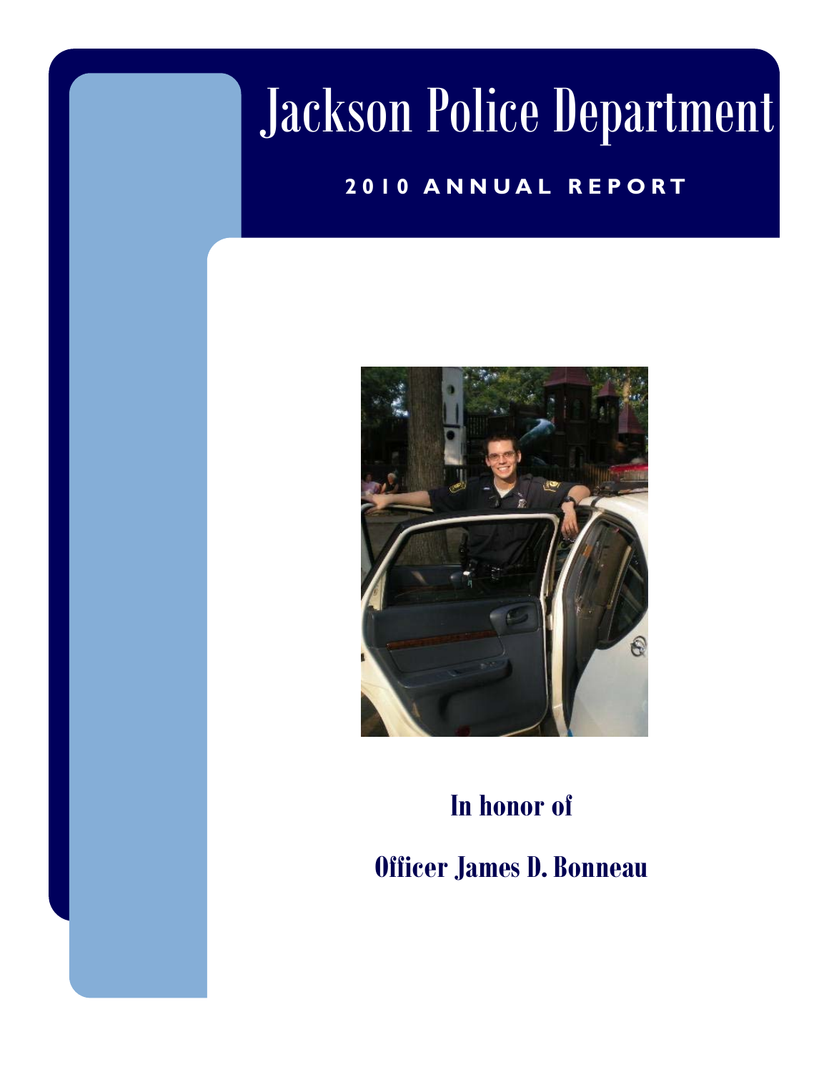# Jackson Police Department

## 2010 ANNUAL REPORT

**In honor of**

**Officer James D. Bonneau**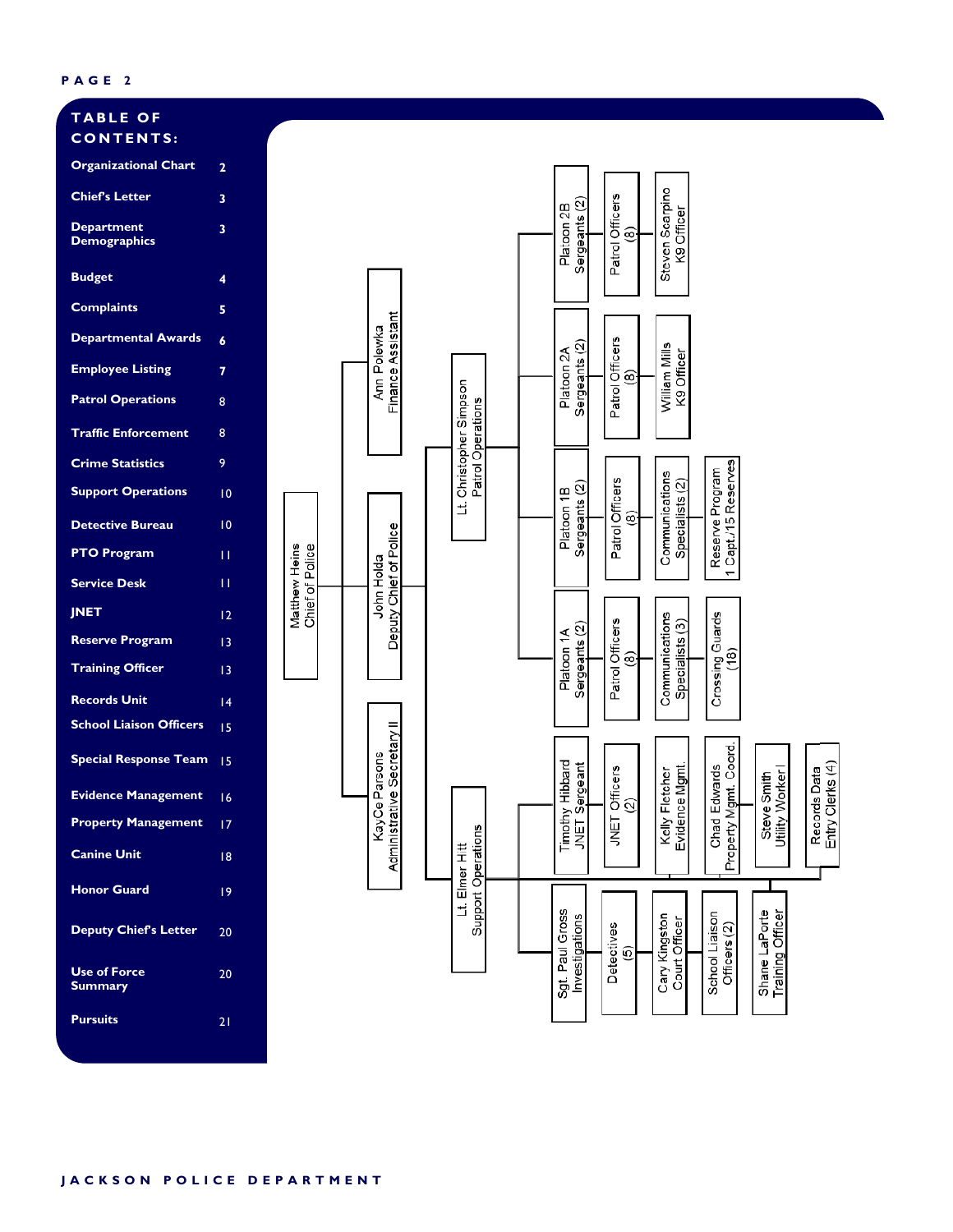## TABLE OF CONTENTS:

| | |
|---|---|
| **Organizational Chart** | 2 |
| **Chief's Letter** | 3 |
| **Department Demographics** | 3 |
| **Budget** | 4 |
| **Complaints** | 5 |
| **Departmental Awards** | 6 |
| **Employee Listing** | 7 |
| **Patrol Operations** | 8 |
| **Traffic Enforcement** | 8 |
| **Crime Statistics** | 9 |
| **Support Operations** | 10 |
| **Detective Bureau** | 10 |
| **PTO Program** | 11 |
| **Service Desk** | 11 |
| **JNET** | 12 |
| **Reserve Program** | 13 |
| **Training Officer** | 13 |
| **Records Unit** | 14 |
| **School Liaison Officers** | 15 |
| **Special Response Team** | 15 |
| **Evidence Management** | 16 |
| **Property Management** | 17 |
| **Canine Unit** | 18 |
| **Honor Guard** | 19 |
| **Deputy Chief's Letter** | 20 |
| **Use of Force Summary** | 20 |
| **Pursuits** | 21 |

## Organizational Chart

- Matthew Heins, Chief of Police
  - Ann Polewka, Finance Assistant
  - KayCe Parsons, Administrative Secretary II
  - John Holda, Deputy Chief of Police
    - Lt. Christopher Simpson, Patrol Operations
      - Platoon 1A Sergeants (2)
        - Patrol Officers (8)
        - Communications Specialists (3)
        - Crossing Guards (18)
      - Platoon 1B Sergeants (2)
        - Patrol Officers (8)
        - Communications Specialists (2)
        - Reserve Program 1 Capt./15 Reserves
      - Platoon 2A Sergeants (2)
        - Patrol Officers (8)
        - William Mills, K9 Officer
      - Platoon 2B Sergeants (2)
        - Patrol Officers (8)
        - Steven Scarpino, K9 Officer
    - Lt. Elmer Hitt, Support Operations
      - Timothy Hibbard, JNET Sergeant
        - JNET Officers (2)
      - Kelly Fletcher, Evidence Mgmt.
      - Chad Edwards, Property Mgmt. Coord.
      - Steve Smith, Utility Worker I
      - Records Data Entry Clerks (4)
      - Sgt. Paul Gross, Investigations
        - Detectives (5)
      - Cary Kingston, Court Officer
      - School Liaison Officers (2)
      - Shane LaPorte, Training Officer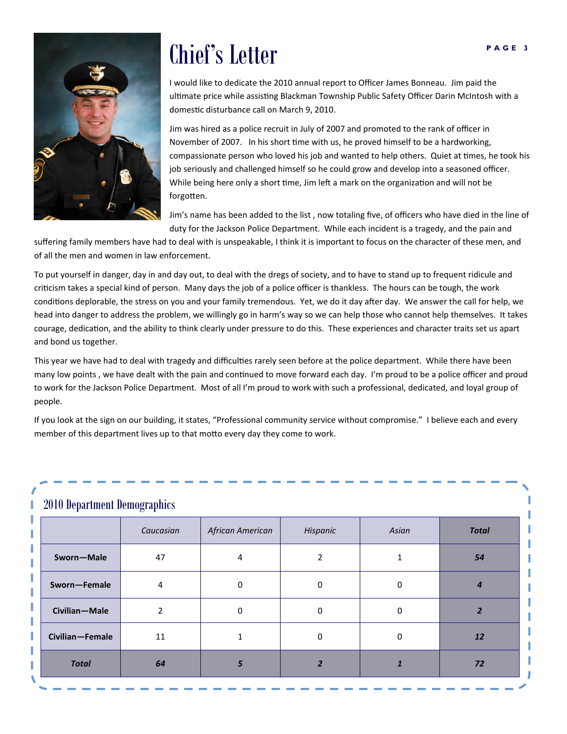# Chief's Letter

I would like to dedicate the 2010 annual report to Officer James Bonneau. Jim paid the ultimate price while assisting Blackman Township Public Safety Officer Darin McIntosh with a domestic disturbance call on March 9, 2010.

Jim was hired as a police recruit in July of 2007 and promoted to the rank of officer in November of 2007. In his short time with us, he proved himself to be a hardworking, compassionate person who loved his job and wanted to help others. Quiet at times, he took his job seriously and challenged himself so he could grow and develop into a seasoned officer. While being here only a short time, Jim left a mark on the organization and will not be forgotten.

Jim's name has been added to the list , now totaling five, of officers who have died in the line of duty for the Jackson Police Department. While each incident is a tragedy, and the pain and suffering family members have had to deal with is unspeakable, I think it is important to focus on the character of these men, and of all the men and women in law enforcement.

To put yourself in danger, day in and day out, to deal with the dregs of society, and to have to stand up to frequent ridicule and criticism takes a special kind of person. Many days the job of a police officer is thankless. The hours can be tough, the work conditions deplorable, the stress on you and your family tremendous. Yet, we do it day after day. We answer the call for help, we head into danger to address the problem, we willingly go in harm's way so we can help those who cannot help themselves. It takes courage, dedication, and the ability to think clearly under pressure to do this. These experiences and character traits set us apart and bond us together.

This year we have had to deal with tragedy and difficulties rarely seen before at the police department. While there have been many low points , we have dealt with the pain and continued to move forward each day. I'm proud to be a police officer and proud to work for the Jackson Police Department. Most of all I'm proud to work with such a professional, dedicated, and loyal group of people.

If you look at the sign on our building, it states, "Professional community service without compromise." I believe each and every member of this department lives up to that motto every day they come to work.

## 2010 Department Demographics

| | *Caucasian* | *African American* | *Hispanic* | *Asian* | ***Total*** |
|---|---|---|---|---|---|
| **Sworn—Male** | 47 | 4 | 2 | 1 | ***54*** |
| **Sworn—Female** | 4 | 0 | 0 | 0 | ***4*** |
| **Civilian—Male** | 2 | 0 | 0 | 0 | ***2*** |
| **Civilian—Female** | 11 | 1 | 0 | 0 | ***12*** |
| ***Total*** | ***64*** | ***5*** | ***2*** | ***1*** | ***72*** |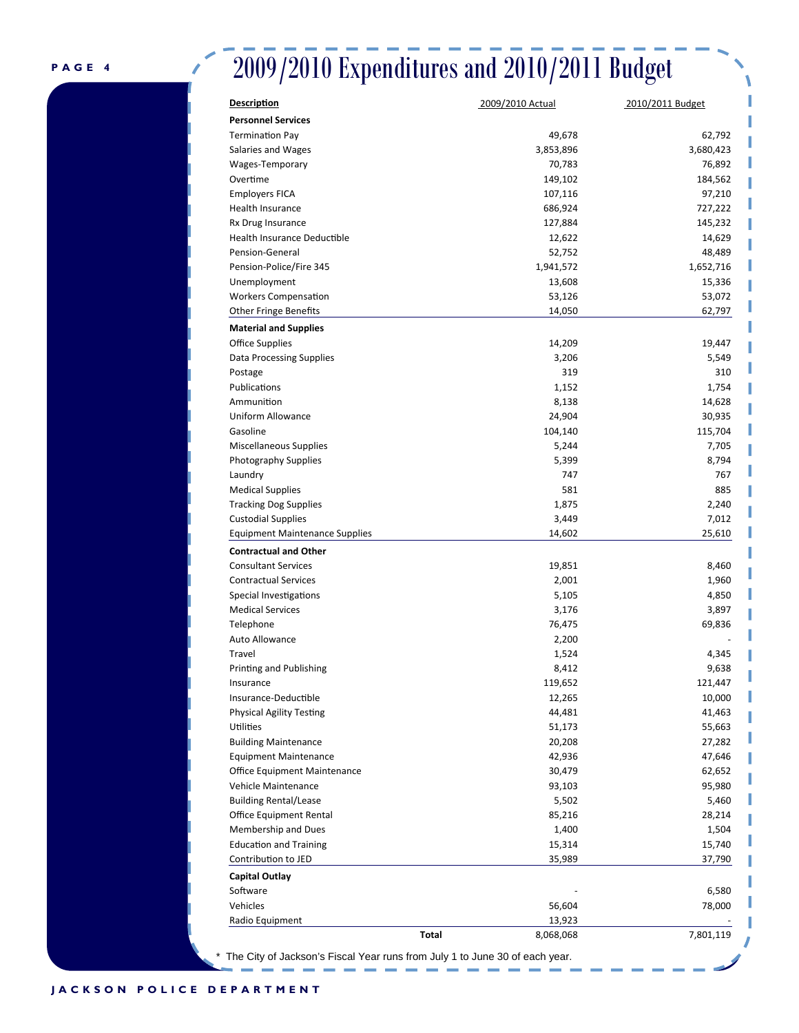# 2009/2010 Expenditures and 2010/2011 Budget

| Description | 2009/2010 Actual | 2010/2011 Budget |
|---|---|---|
| **Personnel Services** | | |
| Termination Pay | 49,678 | 62,792 |
| Salaries and Wages | 3,853,896 | 3,680,423 |
| Wages-Temporary | 70,783 | 76,892 |
| Overtime | 149,102 | 184,562 |
| Employers FICA | 107,116 | 97,210 |
| Health Insurance | 686,924 | 727,222 |
| Rx Drug Insurance | 127,884 | 145,232 |
| Health Insurance Deductible | 12,622 | 14,629 |
| Pension-General | 52,752 | 48,489 |
| Pension-Police/Fire 345 | 1,941,572 | 1,652,716 |
| Unemployment | 13,608 | 15,336 |
| Workers Compensation | 53,126 | 53,072 |
| Other Fringe Benefits | 14,050 | 62,797 |
| **Material and Supplies** | | |
| Office Supplies | 14,209 | 19,447 |
| Data Processing Supplies | 3,206 | 5,549 |
| Postage | 319 | 310 |
| Publications | 1,152 | 1,754 |
| Ammunition | 8,138 | 14,628 |
| Uniform Allowance | 24,904 | 30,935 |
| Gasoline | 104,140 | 115,704 |
| Miscellaneous Supplies | 5,244 | 7,705 |
| Photography Supplies | 5,399 | 8,794 |
| Laundry | 747 | 767 |
| Medical Supplies | 581 | 885 |
| Tracking Dog Supplies | 1,875 | 2,240 |
| Custodial Supplies | 3,449 | 7,012 |
| Equipment Maintenance Supplies | 14,602 | 25,610 |
| **Contractual and Other** | | |
| Consultant Services | 19,851 | 8,460 |
| Contractual Services | 2,001 | 1,960 |
| Special Investigations | 5,105 | 4,850 |
| Medical Services | 3,176 | 3,897 |
| Telephone | 76,475 | 69,836 |
| Auto Allowance | 2,200 | - |
| Travel | 1,524 | 4,345 |
| Printing and Publishing | 8,412 | 9,638 |
| Insurance | 119,652 | 121,447 |
| Insurance-Deductible | 12,265 | 10,000 |
| Physical Agility Testing | 44,481 | 41,463 |
| Utilities | 51,173 | 55,663 |
| Building Maintenance | 20,208 | 27,282 |
| Equipment Maintenance | 42,936 | 47,646 |
| Office Equipment Maintenance | 30,479 | 62,652 |
| Vehicle Maintenance | 93,103 | 95,980 |
| Building Rental/Lease | 5,502 | 5,460 |
| Office Equipment Rental | 85,216 | 28,214 |
| Membership and Dues | 1,400 | 1,504 |
| Education and Training | 15,314 | 15,740 |
| Contribution to JED | 35,989 | 37,790 |
| **Capital Outlay** | | |
| Software | - | 6,580 |
| Vehicles | 56,604 | 78,000 |
| Radio Equipment | 13,923 | - |
| **Total** | 8,068,068 | 7,801,119 |

* The City of Jackson's Fiscal Year runs from July 1 to June 30 of each year.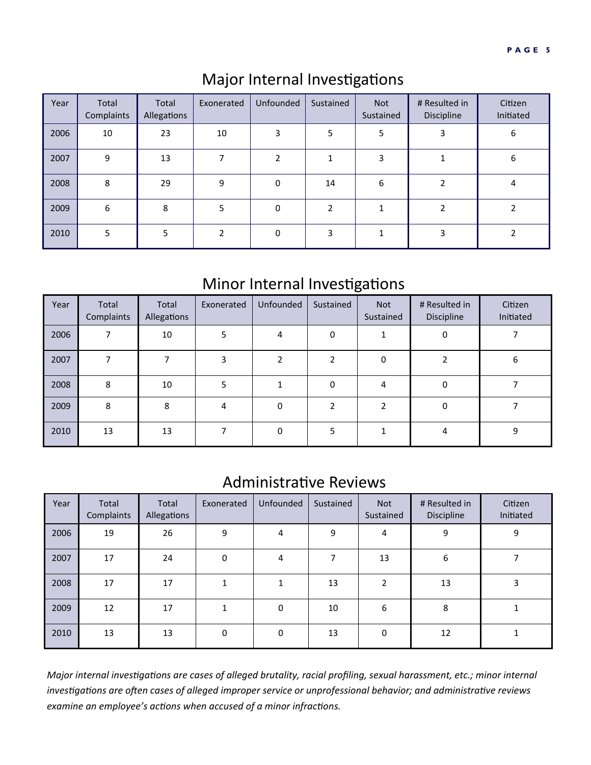## Major Internal Investigations

| Year | Total Complaints | Total Allegations | Exonerated | Unfounded | Sustained | Not Sustained | # Resulted in Discipline | Citizen Initiated |
|---|---|---|---|---|---|---|---|---|
| 2006 | 10 | 23 | 10 | 3 | 5 | 5 | 3 | 6 |
| 2007 | 9 | 13 | 7 | 2 | 1 | 3 | 1 | 6 |
| 2008 | 8 | 29 | 9 | 0 | 14 | 6 | 2 | 4 |
| 2009 | 6 | 8 | 5 | 0 | 2 | 1 | 2 | 2 |
| 2010 | 5 | 5 | 2 | 0 | 3 | 1 | 3 | 2 |

## Minor Internal Investigations

| Year | Total Complaints | Total Allegations | Exonerated | Unfounded | Sustained | Not Sustained | # Resulted in Discipline | Citizen Initiated |
|---|---|---|---|---|---|---|---|---|
| 2006 | 7 | 10 | 5 | 4 | 0 | 1 | 0 | 7 |
| 2007 | 7 | 7 | 3 | 2 | 2 | 0 | 2 | 6 |
| 2008 | 8 | 10 | 5 | 1 | 0 | 4 | 0 | 7 |
| 2009 | 8 | 8 | 4 | 0 | 2 | 2 | 0 | 7 |
| 2010 | 13 | 13 | 7 | 0 | 5 | 1 | 4 | 9 |

## Administrative Reviews

| Year | Total Complaints | Total Allegations | Exonerated | Unfounded | Sustained | Not Sustained | # Resulted in Discipline | Citizen Initiated |
|---|---|---|---|---|---|---|---|---|
| 2006 | 19 | 26 | 9 | 4 | 9 | 4 | 9 | 9 |
| 2007 | 17 | 24 | 0 | 4 | 7 | 13 | 6 | 7 |
| 2008 | 17 | 17 | 1 | 1 | 13 | 2 | 13 | 3 |
| 2009 | 12 | 17 | 1 | 0 | 10 | 6 | 8 | 1 |
| 2010 | 13 | 13 | 0 | 0 | 13 | 0 | 12 | 1 |

*Major internal investigations are cases of alleged brutality, racial profiling, sexual harassment, etc.; minor internal investigations are often cases of alleged improper service or unprofessional behavior; and administrative reviews examine an employee's actions when accused of a minor infractions.*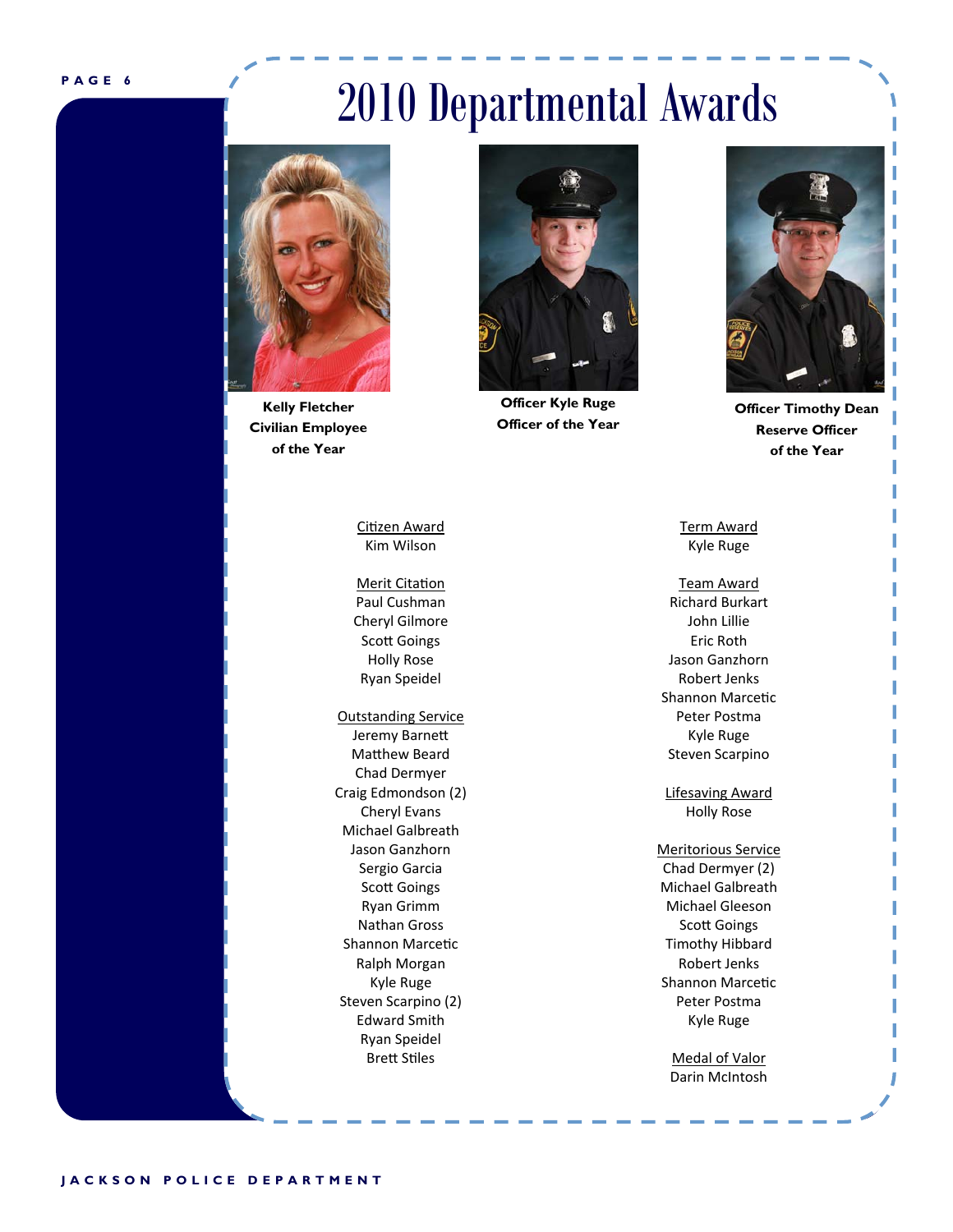# 2010 Departmental Awards

**Kelly Fletcher**
**Civilian Employee of the Year**

**Officer Kyle Ruge**
**Officer of the Year**

**Officer Timothy Dean**
**Reserve Officer of the Year**

Citizen Award
Kim Wilson

Merit Citation
Paul Cushman
Cheryl Gilmore
Scott Goings
Holly Rose
Ryan Speidel

Outstanding Service
Jeremy Barnett
Matthew Beard
Chad Dermyer
Craig Edmondson (2)
Cheryl Evans
Michael Galbreath
Jason Ganzhorn
Sergio Garcia
Scott Goings
Ryan Grimm
Nathan Gross
Shannon Marcetic
Ralph Morgan
Kyle Ruge
Steven Scarpino (2)
Edward Smith
Ryan Speidel
Brett Stiles

Term Award
Kyle Ruge

Team Award
Richard Burkart
John Lillie
Eric Roth
Jason Ganzhorn
Robert Jenks
Shannon Marcetic
Peter Postma
Kyle Ruge
Steven Scarpino

Lifesaving Award
Holly Rose

Meritorious Service
Chad Dermyer (2)
Michael Galbreath
Michael Gleeson
Scott Goings
Timothy Hibbard
Robert Jenks
Shannon Marcetic
Peter Postma
Kyle Ruge

Medal of Valor
Darin McIntosh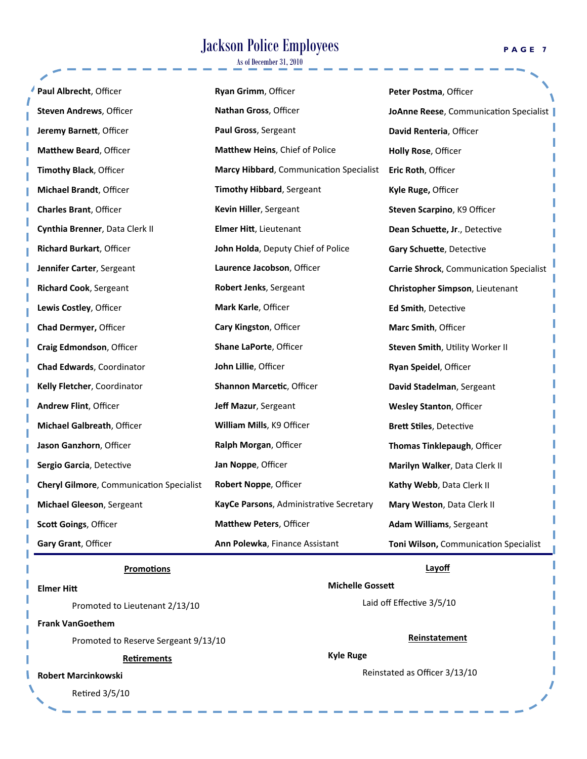# Jackson Police Employees

As of December 31, 2010

**Paul Albrecht**, Officer
**Steven Andrews**, Officer
**Jeremy Barnett**, Officer
**Matthew Beard**, Officer
**Timothy Black**, Officer
**Michael Brandt**, Officer
**Charles Brant**, Officer
**Cynthia Brenner**, Data Clerk II
**Richard Burkart**, Officer
**Jennifer Carter**, Sergeant
**Richard Cook**, Sergeant
**Lewis Costley**, Officer
**Chad Dermyer,** Officer
**Craig Edmondson**, Officer
**Chad Edwards**, Coordinator
**Kelly Fletcher**, Coordinator
**Andrew Flint**, Officer
**Michael Galbreath**, Officer
**Jason Ganzhorn**, Officer
**Sergio Garcia**, Detective
**Cheryl Gilmore**, Communication Specialist
**Michael Gleeson**, Sergeant
**Scott Goings**, Officer
**Gary Grant**, Officer

**Ryan Grimm**, Officer
**Nathan Gross**, Officer
**Paul Gross**, Sergeant
**Matthew Heins**, Chief of Police
**Marcy Hibbard**, Communication Specialist
**Timothy Hibbard**, Sergeant
**Kevin Hiller**, Sergeant
**Elmer Hitt**, Lieutenant
**John Holda**, Deputy Chief of Police
**Laurence Jacobson**, Officer
**Robert Jenks**, Sergeant
**Mark Karle**, Officer
**Cary Kingston**, Officer
**Shane LaPorte**, Officer
**John Lillie**, Officer
**Shannon Marcetic**, Officer
**Jeff Mazur**, Sergeant
**William Mills**, K9 Officer
**Ralph Morgan**, Officer
**Jan Noppe**, Officer
**Robert Noppe**, Officer
**KayCe Parsons**, Administrative Secretary
**Matthew Peters**, Officer
**Ann Polewka**, Finance Assistant

**Peter Postma**, Officer
**JoAnne Reese**, Communication Specialist
**David Renteria**, Officer
**Holly Rose**, Officer
**Eric Roth**, Officer
**Kyle Ruge,** Officer
**Steven Scarpino**, K9 Officer
**Dean Schuette, Jr**., Detective
**Gary Schuette**, Detective
**Carrie Shrock**, Communication Specialist
**Christopher Simpson**, Lieutenant
**Ed Smith**, Detective
**Marc Smith**, Officer
**Steven Smith**, Utility Worker II
**Ryan Speidel**, Officer
**David Stadelman**, Sergeant
**Wesley Stanton**, Officer
**Brett Stiles**, Detective
**Thomas Tinklepaugh**, Officer
**Marilyn Walker**, Data Clerk II
**Kathy Webb**, Data Clerk II
**Mary Weston**, Data Clerk II
**Adam Williams**, Sergeant
**Toni Wilson,** Communication Specialist

---

**Promotions**

**Elmer Hitt**

Promoted to Lieutenant 2/13/10

**Frank VanGoethem**

Promoted to Reserve Sergeant 9/13/10

**Retirements**

**Robert Marcinkowski**

Retired 3/5/10

**Layoff**

**Michelle Gossett**

Laid off Effective 3/5/10

**Reinstatement**

**Kyle Ruge**

Reinstated as Officer 3/13/10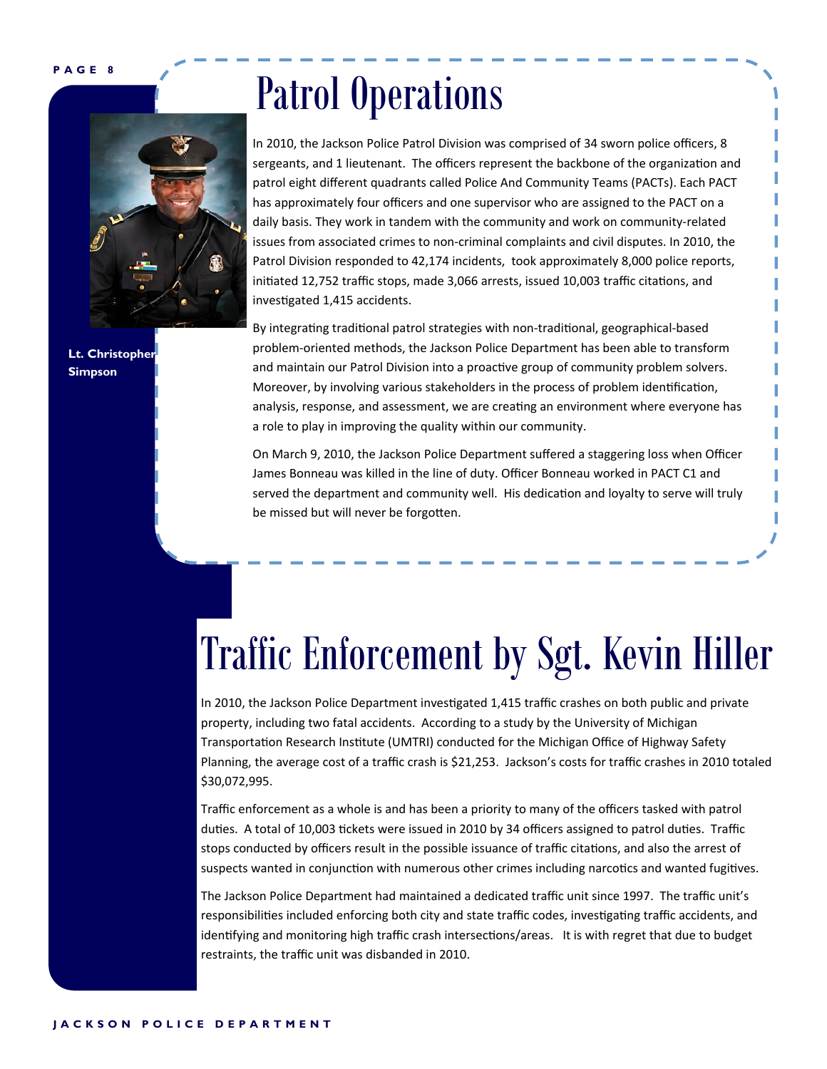# Patrol Operations

Lt. Christopher Simpson

In 2010, the Jackson Police Patrol Division was comprised of 34 sworn police officers, 8 sergeants, and 1 lieutenant. The officers represent the backbone of the organization and patrol eight different quadrants called Police And Community Teams (PACTs). Each PACT has approximately four officers and one supervisor who are assigned to the PACT on a daily basis. They work in tandem with the community and work on community-related issues from associated crimes to non-criminal complaints and civil disputes. In 2010, the Patrol Division responded to 42,174 incidents, took approximately 8,000 police reports, initiated 12,752 traffic stops, made 3,066 arrests, issued 10,003 traffic citations, and investigated 1,415 accidents.

By integrating traditional patrol strategies with non-traditional, geographical-based problem-oriented methods, the Jackson Police Department has been able to transform and maintain our Patrol Division into a proactive group of community problem solvers. Moreover, by involving various stakeholders in the process of problem identification, analysis, response, and assessment, we are creating an environment where everyone has a role to play in improving the quality within our community.

On March 9, 2010, the Jackson Police Department suffered a staggering loss when Officer James Bonneau was killed in the line of duty. Officer Bonneau worked in PACT C1 and served the department and community well. His dedication and loyalty to serve will truly be missed but will never be forgotten.

# Traffic Enforcement by Sgt. Kevin Hiller

In 2010, the Jackson Police Department investigated 1,415 traffic crashes on both public and private property, including two fatal accidents. According to a study by the University of Michigan Transportation Research Institute (UMTRI) conducted for the Michigan Office of Highway Safety Planning, the average cost of a traffic crash is $21,253. Jackson's costs for traffic crashes in 2010 totaled $30,072,995.

Traffic enforcement as a whole is and has been a priority to many of the officers tasked with patrol duties. A total of 10,003 tickets were issued in 2010 by 34 officers assigned to patrol duties. Traffic stops conducted by officers result in the possible issuance of traffic citations, and also the arrest of suspects wanted in conjunction with numerous other crimes including narcotics and wanted fugitives.

The Jackson Police Department had maintained a dedicated traffic unit since 1997. The traffic unit's responsibilities included enforcing both city and state traffic codes, investigating traffic accidents, and identifying and monitoring high traffic crash intersections/areas. It is with regret that due to budget restraints, the traffic unit was disbanded in 2010.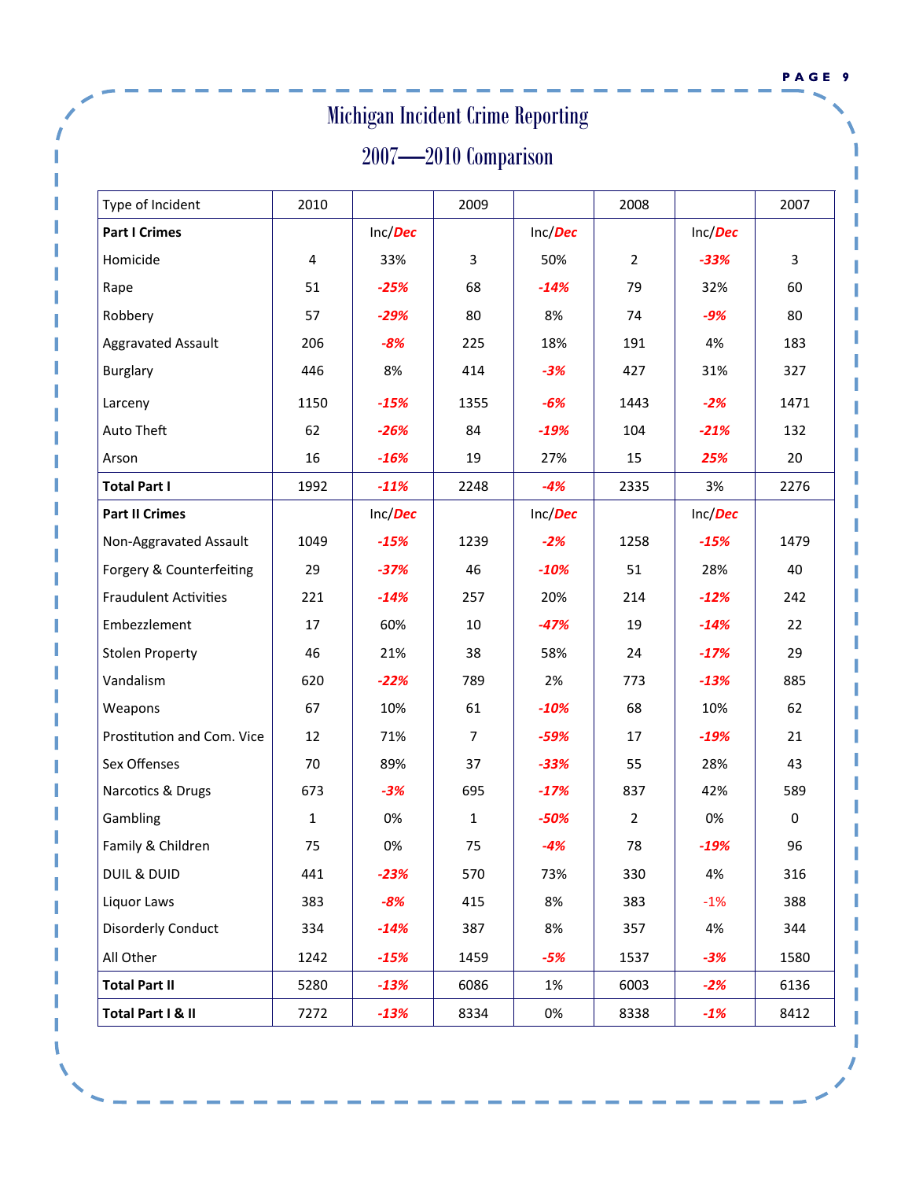# Michigan Incident Crime Reporting

## 2007—2010 Comparison

| Type of Incident | 2010 | | 2009 | | 2008 | | 2007 |
|---|---|---|---|---|---|---|---|
| **Part I Crimes** | | Inc/*Dec* | | Inc/*Dec* | | Inc/*Dec* | |
| Homicide | 4 | 33% | 3 | 50% | 2 | *-33%* | 3 |
| Rape | 51 | *-25%* | 68 | *-14%* | 79 | 32% | 60 |
| Robbery | 57 | *-29%* | 80 | 8% | 74 | *-9%* | 80 |
| Aggravated Assault | 206 | *-8%* | 225 | 18% | 191 | 4% | 183 |
| Burglary | 446 | 8% | 414 | *-3%* | 427 | 31% | 327 |
| Larceny | 1150 | *-15%* | 1355 | *-6%* | 1443 | *-2%* | 1471 |
| Auto Theft | 62 | *-26%* | 84 | *-19%* | 104 | *-21%* | 132 |
| Arson | 16 | *-16%* | 19 | 27% | 15 | *25%* | 20 |
| **Total Part I** | 1992 | *-11%* | 2248 | *-4%* | 2335 | 3% | 2276 |
| **Part II Crimes** | | Inc/*Dec* | | Inc/*Dec* | | Inc/*Dec* | |
| Non-Aggravated Assault | 1049 | *-15%* | 1239 | *-2%* | 1258 | *-15%* | 1479 |
| Forgery & Counterfeiting | 29 | *-37%* | 46 | *-10%* | 51 | 28% | 40 |
| Fraudulent Activities | 221 | *-14%* | 257 | 20% | 214 | *-12%* | 242 |
| Embezzlement | 17 | 60% | 10 | *-47%* | 19 | *-14%* | 22 |
| Stolen Property | 46 | 21% | 38 | 58% | 24 | *-17%* | 29 |
| Vandalism | 620 | *-22%* | 789 | 2% | 773 | *-13%* | 885 |
| Weapons | 67 | 10% | 61 | *-10%* | 68 | 10% | 62 |
| Prostitution and Com. Vice | 12 | 71% | 7 | *-59%* | 17 | *-19%* | 21 |
| Sex Offenses | 70 | 89% | 37 | *-33%* | 55 | 28% | 43 |
| Narcotics & Drugs | 673 | *-3%* | 695 | *-17%* | 837 | 42% | 589 |
| Gambling | 1 | 0% | 1 | *-50%* | 2 | 0% | 0 |
| Family & Children | 75 | 0% | 75 | *-4%* | 78 | *-19%* | 96 |
| DUIL & DUID | 441 | *-23%* | 570 | 73% | 330 | 4% | 316 |
| Liquor Laws | 383 | *-8%* | 415 | 8% | 383 | -1% | 388 |
| Disorderly Conduct | 334 | *-14%* | 387 | 8% | 357 | 4% | 344 |
| All Other | 1242 | *-15%* | 1459 | *-5%* | 1537 | *-3%* | 1580 |
| **Total Part II** | 5280 | *-13%* | 6086 | 1% | 6003 | *-2%* | 6136 |
| **Total Part I & II** | 7272 | *-13%* | 8334 | 0% | 8338 | *-1%* | 8412 |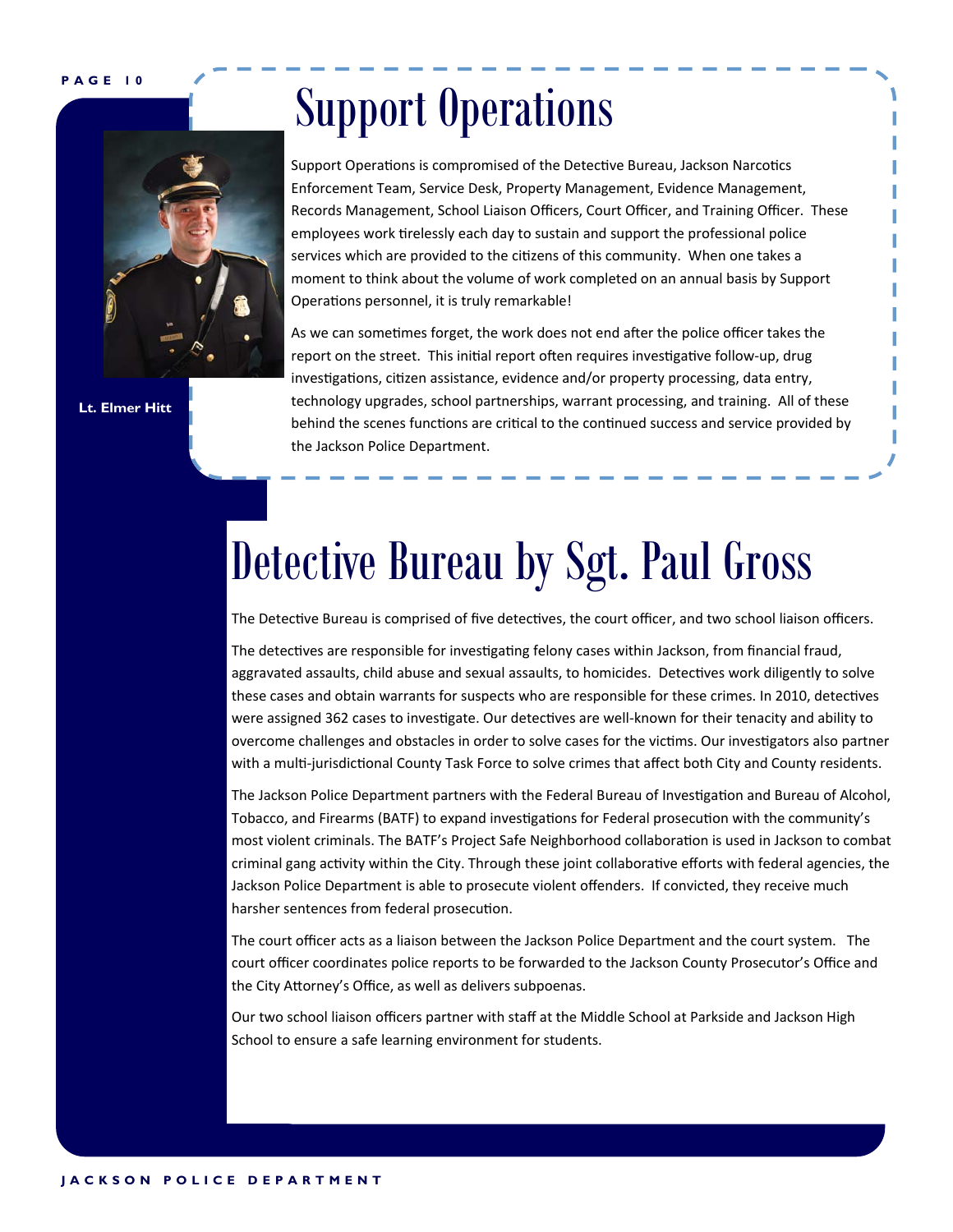# Support Operations

Lt. Elmer Hitt

Support Operations is compromised of the Detective Bureau, Jackson Narcotics Enforcement Team, Service Desk, Property Management, Evidence Management, Records Management, School Liaison Officers, Court Officer, and Training Officer. These employees work tirelessly each day to sustain and support the professional police services which are provided to the citizens of this community. When one takes a moment to think about the volume of work completed on an annual basis by Support Operations personnel, it is truly remarkable!

As we can sometimes forget, the work does not end after the police officer takes the report on the street. This initial report often requires investigative follow-up, drug investigations, citizen assistance, evidence and/or property processing, data entry, technology upgrades, school partnerships, warrant processing, and training. All of these behind the scenes functions are critical to the continued success and service provided by the Jackson Police Department.

# Detective Bureau by Sgt. Paul Gross

The Detective Bureau is comprised of five detectives, the court officer, and two school liaison officers.

The detectives are responsible for investigating felony cases within Jackson, from financial fraud, aggravated assaults, child abuse and sexual assaults, to homicides. Detectives work diligently to solve these cases and obtain warrants for suspects who are responsible for these crimes. In 2010, detectives were assigned 362 cases to investigate. Our detectives are well-known for their tenacity and ability to overcome challenges and obstacles in order to solve cases for the victims. Our investigators also partner with a multi-jurisdictional County Task Force to solve crimes that affect both City and County residents.

The Jackson Police Department partners with the Federal Bureau of Investigation and Bureau of Alcohol, Tobacco, and Firearms (BATF) to expand investigations for Federal prosecution with the community's most violent criminals. The BATF's Project Safe Neighborhood collaboration is used in Jackson to combat criminal gang activity within the City. Through these joint collaborative efforts with federal agencies, the Jackson Police Department is able to prosecute violent offenders. If convicted, they receive much harsher sentences from federal prosecution.

The court officer acts as a liaison between the Jackson Police Department and the court system. The court officer coordinates police reports to be forwarded to the Jackson County Prosecutor's Office and the City Attorney's Office, as well as delivers subpoenas.

Our two school liaison officers partner with staff at the Middle School at Parkside and Jackson High School to ensure a safe learning environment for students.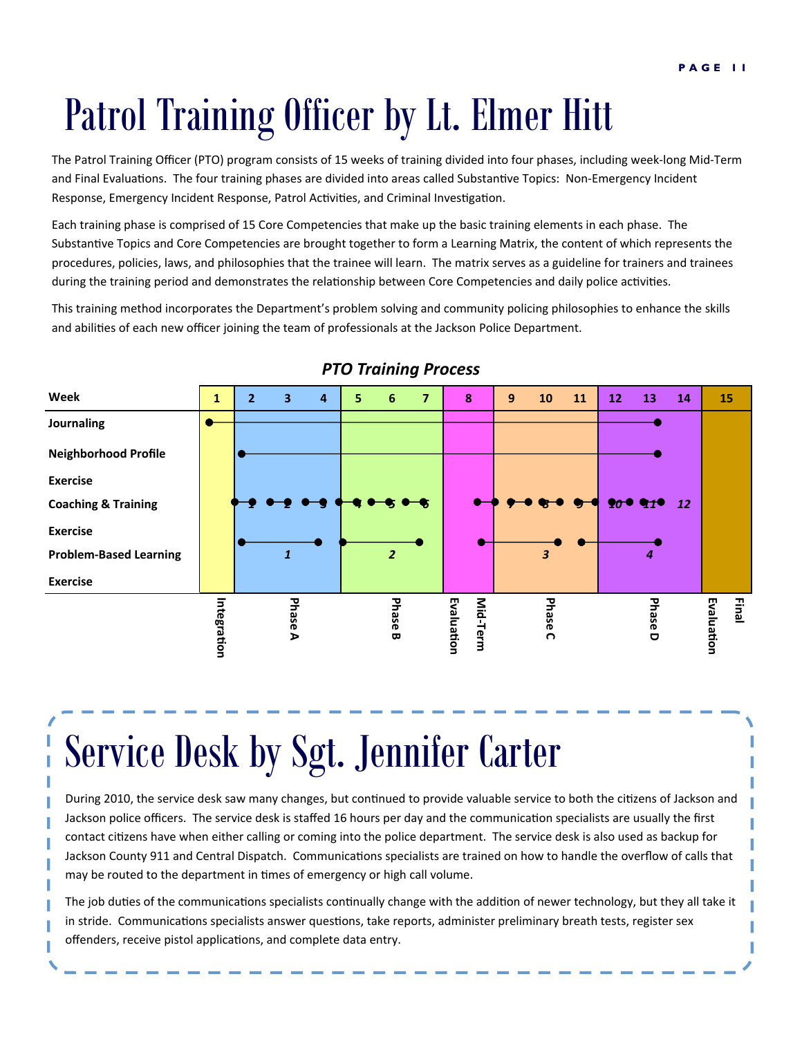# Patrol Training Officer by Lt. Elmer Hitt

The Patrol Training Officer (PTO) program consists of 15 weeks of training divided into four phases, including week-long Mid-Term and Final Evaluations. The four training phases are divided into areas called Substantive Topics: Non-Emergency Incident Response, Emergency Incident Response, Patrol Activities, and Criminal Investigation.

Each training phase is comprised of 15 Core Competencies that make up the basic training elements in each phase. The Substantive Topics and Core Competencies are brought together to form a Learning Matrix, the content of which represents the procedures, policies, laws, and philosophies that the trainee will learn. The matrix serves as a guideline for trainers and trainees during the training period and demonstrates the relationship between Core Competencies and daily police activities.

This training method incorporates the Department's problem solving and community policing philosophies to enhance the skills and abilities of each new officer joining the team of professionals at the Jackson Police Department.

***PTO Training Process***

| Week | 1 | 2 | 3 | 4 | 5 | 6 | 7 | 8 | 9 | 10 | 11 | 12 | 13 | 14 | 15 |
|---|---|---|---|---|---|---|---|---|---|---|---|---|---|---|---|
| Journaling | Weeks 1–13 | | | | | | | | | | | | | | |
| Neighborhood Profile Exercise | | Weeks 2–13 | | | | | | | | | | | | | |
| Coaching & Training Exercise | | 1 | 2 | 3 | 4 | 5 | 6 | | 7 | 8 | 9 | 10 | 11 | 12 | |
| Problem-Based Learning Exercise | | 1 | | | 2 | | | | 3 | | | 4 | | | |
| | Integration | Phase A | | | Phase B | | | Mid-Term Evaluation | Phase C | | | Phase D | | | Final Evaluation |

# Service Desk by Sgt. Jennifer Carter

During 2010, the service desk saw many changes, but continued to provide valuable service to both the citizens of Jackson and Jackson police officers. The service desk is staffed 16 hours per day and the communication specialists are usually the first contact citizens have when either calling or coming into the police department. The service desk is also used as backup for Jackson County 911 and Central Dispatch. Communications specialists are trained on how to handle the overflow of calls that may be routed to the department in times of emergency or high call volume.

The job duties of the communications specialists continually change with the addition of newer technology, but they all take it in stride. Communications specialists answer questions, take reports, administer preliminary breath tests, register sex offenders, receive pistol applications, and complete data entry.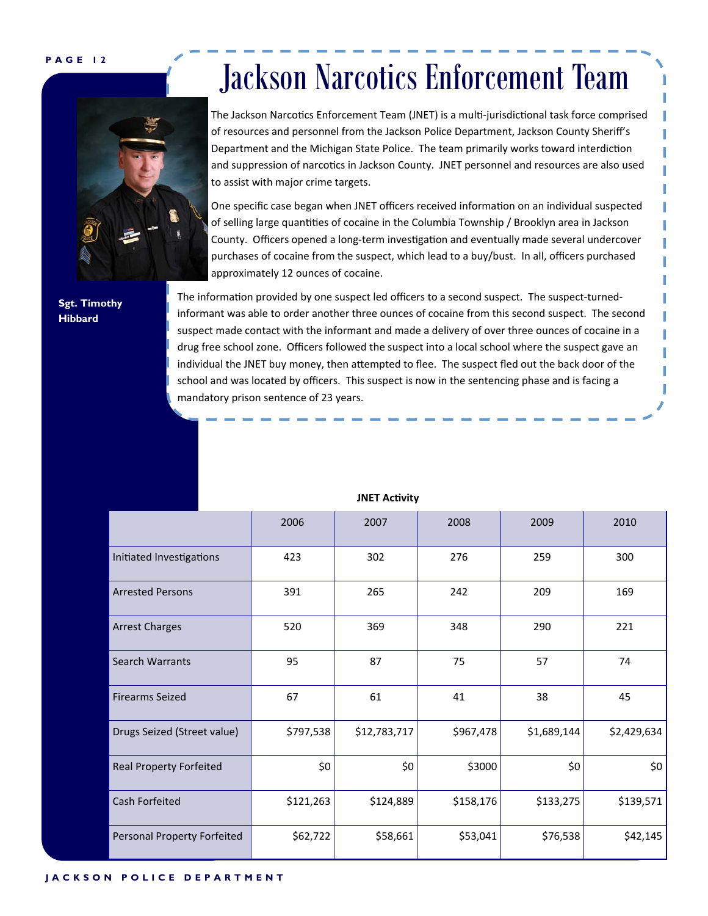# Jackson Narcotics Enforcement Team

The Jackson Narcotics Enforcement Team (JNET) is a multi-jurisdictional task force comprised of resources and personnel from the Jackson Police Department, Jackson County Sheriff's Department and the Michigan State Police. The team primarily works toward interdiction and suppression of narcotics in Jackson County. JNET personnel and resources are also used to assist with major crime targets.

One specific case began when JNET officers received information on an individual suspected of selling large quantities of cocaine in the Columbia Township / Brooklyn area in Jackson County. Officers opened a long-term investigation and eventually made several undercover purchases of cocaine from the suspect, which lead to a buy/bust. In all, officers purchased approximately 12 ounces of cocaine.

**Sgt. Timothy Hibbard**

The information provided by one suspect led officers to a second suspect. The suspect-turned-informant was able to order another three ounces of cocaine from this second suspect. The second suspect made contact with the informant and made a delivery of over three ounces of cocaine in a drug free school zone. Officers followed the suspect into a local school where the suspect gave an individual the JNET buy money, then attempted to flee. The suspect fled out the back door of the school and was located by officers. This suspect is now in the sentencing phase and is facing a mandatory prison sentence of 23 years.

**JNET Activity**

| | 2006 | 2007 | 2008 | 2009 | 2010 |
|---|---|---|---|---|---|
| Initiated Investigations | 423 | 302 | 276 | 259 | 300 |
| Arrested Persons | 391 | 265 | 242 | 209 | 169 |
| Arrest Charges | 520 | 369 | 348 | 290 | 221 |
| Search Warrants | 95 | 87 | 75 | 57 | 74 |
| Firearms Seized | 67 | 61 | 41 | 38 | 45 |
| Drugs Seized (Street value) | $797,538 | $12,783,717 | $967,478 | $1,689,144 | $2,429,634 |
| Real Property Forfeited | $0 | $0 | $3000 | $0 | $0 |
| Cash Forfeited | $121,263 | $124,889 | $158,176 | $133,275 | $139,571 |
| Personal Property Forfeited | $62,722 | $58,661 | $53,041 | $76,538 | $42,145 |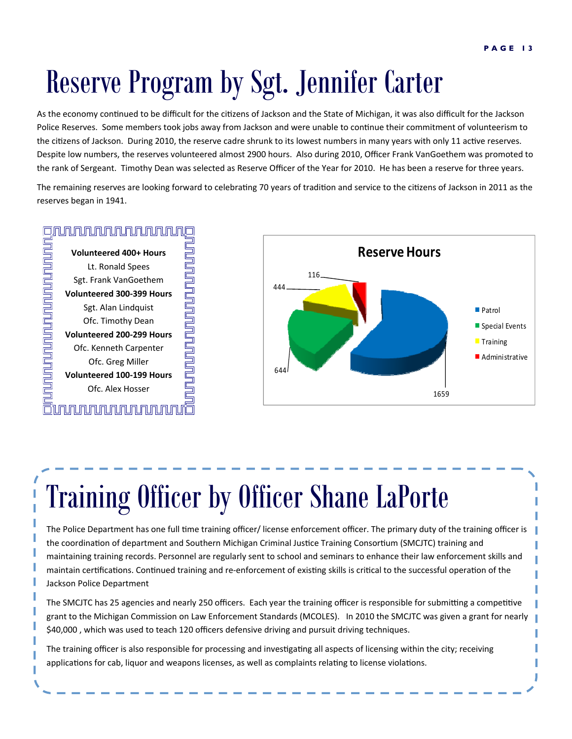# Reserve Program by Sgt. Jennifer Carter

As the economy continued to be difficult for the citizens of Jackson and the State of Michigan, it was also difficult for the Jackson Police Reserves. Some members took jobs away from Jackson and were unable to continue their commitment of volunteerism to the citizens of Jackson. During 2010, the reserve cadre shrunk to its lowest numbers in many years with only 11 active reserves. Despite low numbers, the reserves volunteered almost 2900 hours. Also during 2010, Officer Frank VanGoethem was promoted to the rank of Sergeant. Timothy Dean was selected as Reserve Officer of the Year for 2010. He has been a reserve for three years.

The remaining reserves are looking forward to celebrating 70 years of tradition and service to the citizens of Jackson in 2011 as the reserves began in 1941.

**Volunteered 400+ Hours**
Lt. Ronald Spees
Sgt. Frank VanGoethem

**Volunteered 300-399 Hours**
Sgt. Alan Lindquist
Ofc. Timothy Dean

**Volunteered 200-299 Hours**
Ofc. Kenneth Carpenter
Ofc. Greg Miller

**Volunteered 100-199 Hours**
Ofc. Alex Hosser

**Reserve Hours**

| Category | Hours |
|---|---|
| Patrol | 1659 |
| Special Events | 644 |
| Training | 444 |
| Administrative | 116 |

# Training Officer by Officer Shane LaPorte

The Police Department has one full time training officer/ license enforcement officer. The primary duty of the training officer is the coordination of department and Southern Michigan Criminal Justice Training Consortium (SMCJTC) training and maintaining training records. Personnel are regularly sent to school and seminars to enhance their law enforcement skills and maintain certifications. Continued training and re-enforcement of existing skills is critical to the successful operation of the Jackson Police Department

The SMCJTC has 25 agencies and nearly 250 officers. Each year the training officer is responsible for submitting a competitive grant to the Michigan Commission on Law Enforcement Standards (MCOLES). In 2010 the SMCJTC was given a grant for nearly $40,000 , which was used to teach 120 officers defensive driving and pursuit driving techniques.

The training officer is also responsible for processing and investigating all aspects of licensing within the city; receiving applications for cab, liquor and weapons licenses, as well as complaints relating to license violations.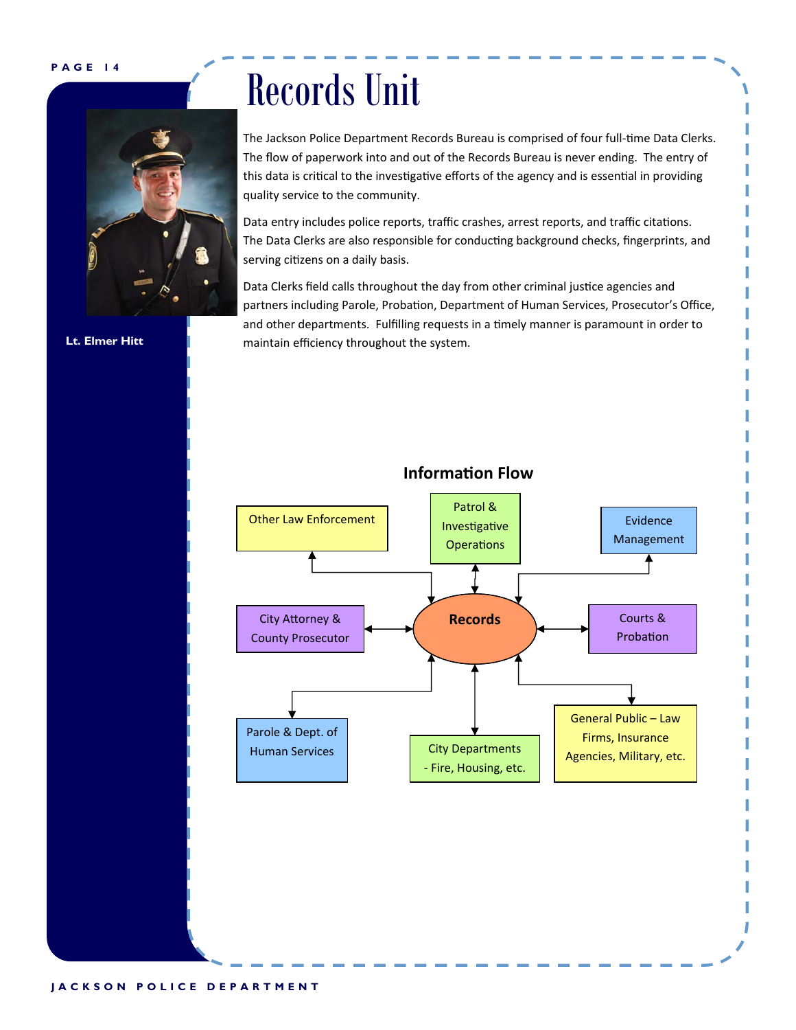# Records Unit

Lt. Elmer Hitt

The Jackson Police Department Records Bureau is comprised of four full-time Data Clerks. The flow of paperwork into and out of the Records Bureau is never ending. The entry of this data is critical to the investigative efforts of the agency and is essential in providing quality service to the community.

Data entry includes police reports, traffic crashes, arrest reports, and traffic citations. The Data Clerks are also responsible for conducting background checks, fingerprints, and serving citizens on a daily basis.

Data Clerks field calls throughout the day from other criminal justice agencies and partners including Parole, Probation, Department of Human Services, Prosecutor's Office, and other departments. Fulfilling requests in a timely manner is paramount in order to maintain efficiency throughout the system.

## Information Flow

- Records
  - Other Law Enforcement
  - Patrol & Investigative Operations
  - Evidence Management
  - City Attorney & County Prosecutor
  - Courts & Probation
  - Parole & Dept. of Human Services
  - City Departments - Fire, Housing, etc.
  - General Public – Law Firms, Insurance Agencies, Military, etc.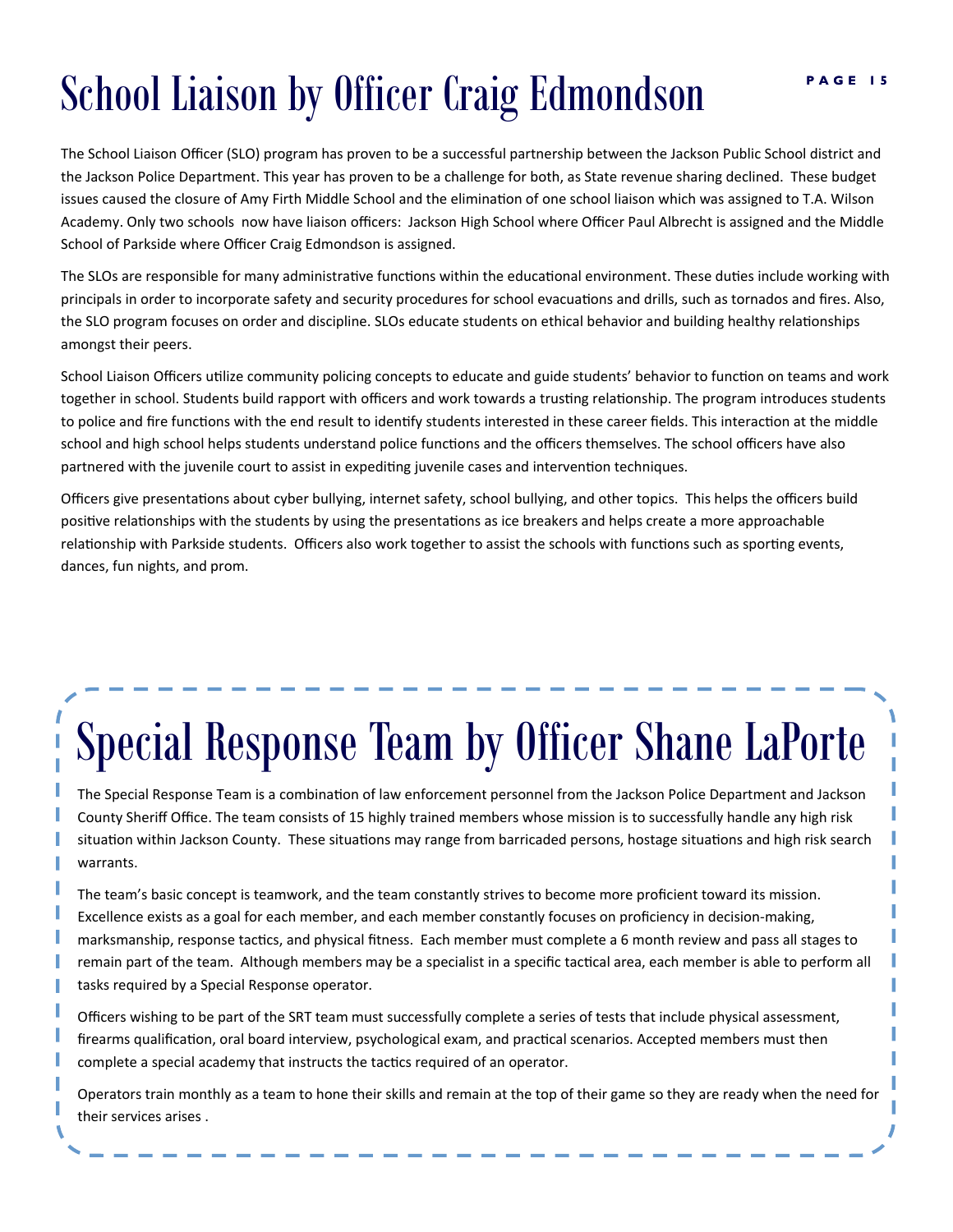# School Liaison by Officer Craig Edmondson

The School Liaison Officer (SLO) program has proven to be a successful partnership between the Jackson Public School district and the Jackson Police Department. This year has proven to be a challenge for both, as State revenue sharing declined. These budget issues caused the closure of Amy Firth Middle School and the elimination of one school liaison which was assigned to T.A. Wilson Academy. Only two schools now have liaison officers: Jackson High School where Officer Paul Albrecht is assigned and the Middle School of Parkside where Officer Craig Edmondson is assigned.

The SLOs are responsible for many administrative functions within the educational environment. These duties include working with principals in order to incorporate safety and security procedures for school evacuations and drills, such as tornados and fires. Also, the SLO program focuses on order and discipline. SLOs educate students on ethical behavior and building healthy relationships amongst their peers.

School Liaison Officers utilize community policing concepts to educate and guide students' behavior to function on teams and work together in school. Students build rapport with officers and work towards a trusting relationship. The program introduces students to police and fire functions with the end result to identify students interested in these career fields. This interaction at the middle school and high school helps students understand police functions and the officers themselves. The school officers have also partnered with the juvenile court to assist in expediting juvenile cases and intervention techniques.

Officers give presentations about cyber bullying, internet safety, school bullying, and other topics. This helps the officers build positive relationships with the students by using the presentations as ice breakers and helps create a more approachable relationship with Parkside students. Officers also work together to assist the schools with functions such as sporting events, dances, fun nights, and prom.

# Special Response Team by Officer Shane LaPorte

The Special Response Team is a combination of law enforcement personnel from the Jackson Police Department and Jackson County Sheriff Office. The team consists of 15 highly trained members whose mission is to successfully handle any high risk situation within Jackson County. These situations may range from barricaded persons, hostage situations and high risk search warrants.

The team's basic concept is teamwork, and the team constantly strives to become more proficient toward its mission. Excellence exists as a goal for each member, and each member constantly focuses on proficiency in decision-making, marksmanship, response tactics, and physical fitness. Each member must complete a 6 month review and pass all stages to remain part of the team. Although members may be a specialist in a specific tactical area, each member is able to perform all tasks required by a Special Response operator.

Officers wishing to be part of the SRT team must successfully complete a series of tests that include physical assessment, firearms qualification, oral board interview, psychological exam, and practical scenarios. Accepted members must then complete a special academy that instructs the tactics required of an operator.

Operators train monthly as a team to hone their skills and remain at the top of their game so they are ready when the need for their services arises .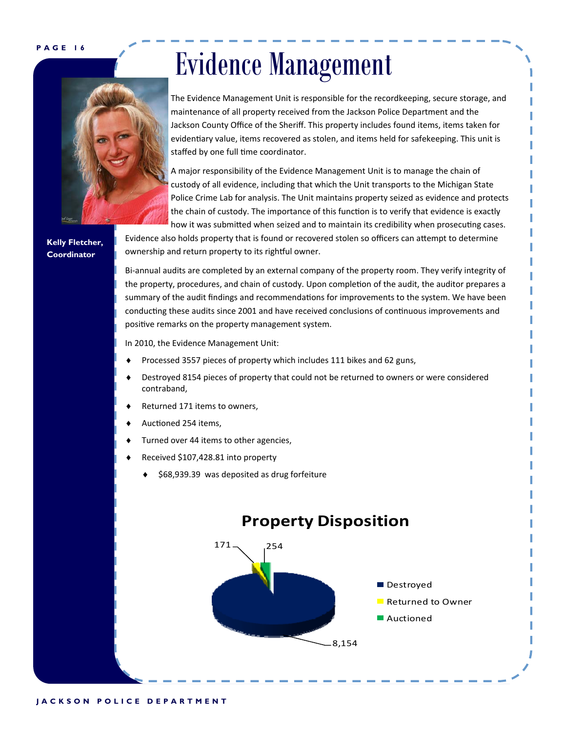# Evidence Management

**Kelly Fletcher, Coordinator**

The Evidence Management Unit is responsible for the recordkeeping, secure storage, and maintenance of all property received from the Jackson Police Department and the Jackson County Office of the Sheriff. This property includes found items, items taken for evidentiary value, items recovered as stolen, and items held for safekeeping. This unit is staffed by one full time coordinator.

A major responsibility of the Evidence Management Unit is to manage the chain of custody of all evidence, including that which the Unit transports to the Michigan State Police Crime Lab for analysis. The Unit maintains property seized as evidence and protects the chain of custody. The importance of this function is to verify that evidence is exactly how it was submitted when seized and to maintain its credibility when prosecuting cases. Evidence also holds property that is found or recovered stolen so officers can attempt to determine ownership and return property to its rightful owner.

Bi-annual audits are completed by an external company of the property room. They verify integrity of the property, procedures, and chain of custody. Upon completion of the audit, the auditor prepares a summary of the audit findings and recommendations for improvements to the system. We have been conducting these audits since 2001 and have received conclusions of continuous improvements and positive remarks on the property management system.

In 2010, the Evidence Management Unit:

- Processed 3557 pieces of property which includes 111 bikes and 62 guns,
- Destroyed 8154 pieces of property that could not be returned to owners or were considered contraband,
- Returned 171 items to owners,
- Auctioned 254 items,
- Turned over 44 items to other agencies,
- Received $107,428.81 into property
  - $68,939.39 was deposited as drug forfeiture

**Property Disposition**

| Disposition | Items |
|---|---|
| Destroyed | 8,154 |
| Returned to Owner | 171 |
| Auctioned | 254 |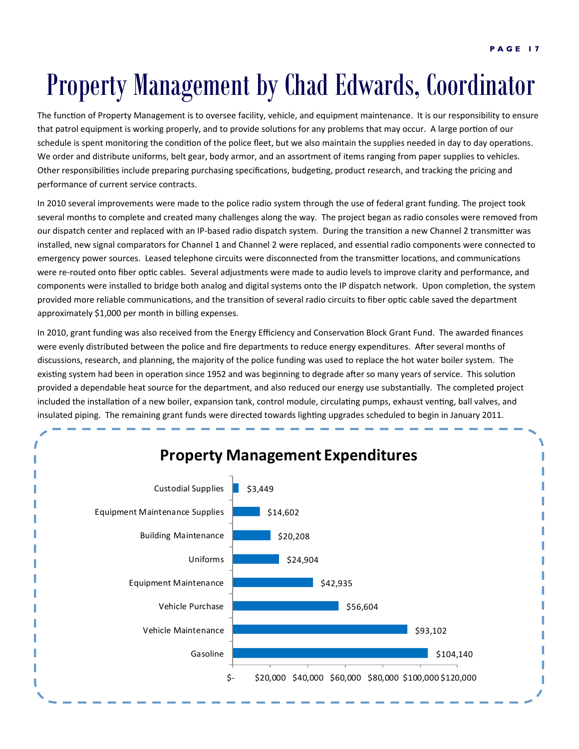# Property Management by Chad Edwards, Coordinator

The function of Property Management is to oversee facility, vehicle, and equipment maintenance. It is our responsibility to ensure that patrol equipment is working properly, and to provide solutions for any problems that may occur. A large portion of our schedule is spent monitoring the condition of the police fleet, but we also maintain the supplies needed in day to day operations. We order and distribute uniforms, belt gear, body armor, and an assortment of items ranging from paper supplies to vehicles. Other responsibilities include preparing purchasing specifications, budgeting, product research, and tracking the pricing and performance of current service contracts.

In 2010 several improvements were made to the police radio system through the use of federal grant funding. The project took several months to complete and created many challenges along the way. The project began as radio consoles were removed from our dispatch center and replaced with an IP-based radio dispatch system. During the transition a new Channel 2 transmitter was installed, new signal comparators for Channel 1 and Channel 2 were replaced, and essential radio components were connected to emergency power sources. Leased telephone circuits were disconnected from the transmitter locations, and communications were re-routed onto fiber optic cables. Several adjustments were made to audio levels to improve clarity and performance, and components were installed to bridge both analog and digital systems onto the IP dispatch network. Upon completion, the system provided more reliable communications, and the transition of several radio circuits to fiber optic cable saved the department approximately $1,000 per month in billing expenses.

In 2010, grant funding was also received from the Energy Efficiency and Conservation Block Grant Fund. The awarded finances were evenly distributed between the police and fire departments to reduce energy expenditures. After several months of discussions, research, and planning, the majority of the police funding was used to replace the hot water boiler system. The existing system had been in operation since 1952 and was beginning to degrade after so many years of service. This solution provided a dependable heat source for the department, and also reduced our energy use substantially. The completed project included the installation of a new boiler, expansion tank, control module, circulating pumps, exhaust venting, ball valves, and insulated piping. The remaining grant funds were directed towards lighting upgrades scheduled to begin in January 2011.

## Property Management Expenditures

| Category | Amount |
|---|---|
| Custodial Supplies | $3,449 |
| Equipment Maintenance Supplies | $14,602 |
| Building Maintenance | $20,208 |
| Uniforms | $24,904 |
| Equipment Maintenance | $42,935 |
| Vehicle Purchase | $56,604 |
| Vehicle Maintenance | $93,102 |
| Gasoline | $104,140 |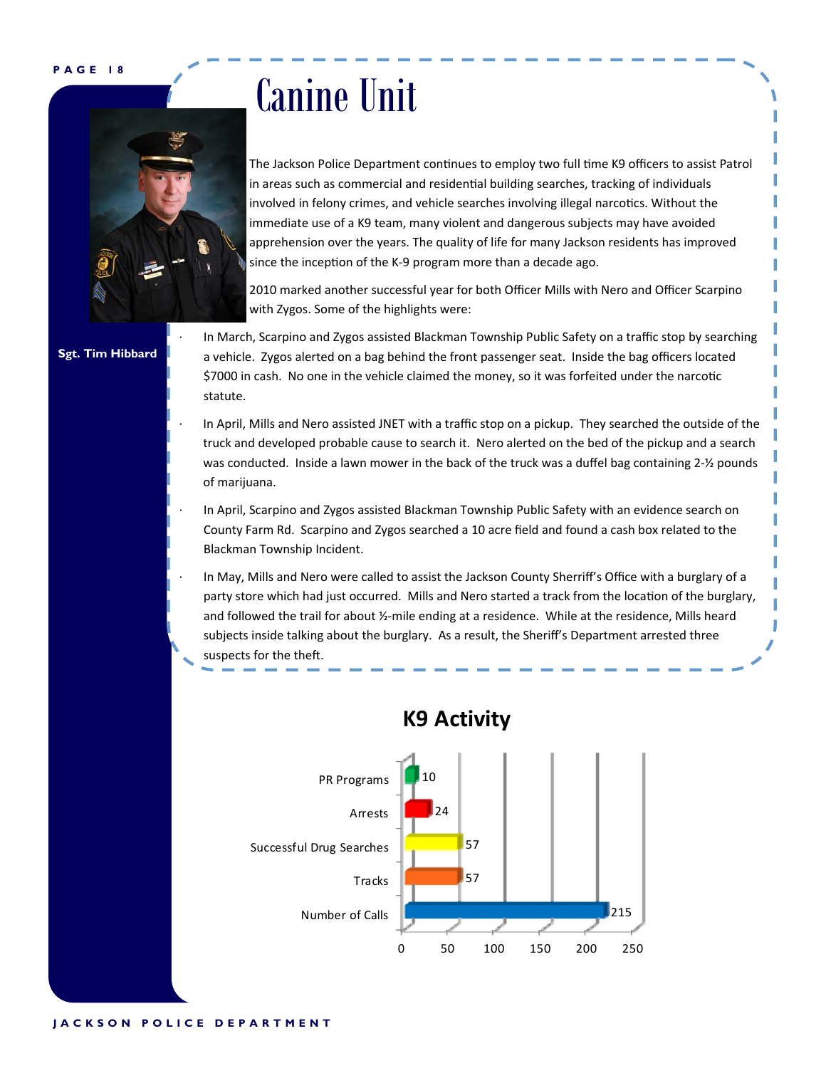# Canine Unit

Sgt. Tim Hibbard

The Jackson Police Department continues to employ two full time K9 officers to assist Patrol in areas such as commercial and residential building searches, tracking of individuals involved in felony crimes, and vehicle searches involving illegal narcotics. Without the immediate use of a K9 team, many violent and dangerous subjects may have avoided apprehension over the years. The quality of life for many Jackson residents has improved since the inception of the K-9 program more than a decade ago.

2010 marked another successful year for both Officer Mills with Nero and Officer Scarpino with Zygos. Some of the highlights were:

- In March, Scarpino and Zygos assisted Blackman Township Public Safety on a traffic stop by searching a vehicle. Zygos alerted on a bag behind the front passenger seat. Inside the bag officers located $7000 in cash. No one in the vehicle claimed the money, so it was forfeited under the narcotic statute.
- In April, Mills and Nero assisted JNET with a traffic stop on a pickup. They searched the outside of the truck and developed probable cause to search it. Nero alerted on the bed of the pickup and a search was conducted. Inside a lawn mower in the back of the truck was a duffel bag containing 2-½ pounds of marijuana.
- In April, Scarpino and Zygos assisted Blackman Township Public Safety with an evidence search on County Farm Rd. Scarpino and Zygos searched a 10 acre field and found a cash box related to the Blackman Township Incident.
- In May, Mills and Nero were called to assist the Jackson County Sherriff's Office with a burglary of a party store which had just occurred. Mills and Nero started a track from the location of the burglary, and followed the trail for about ½-mile ending at a residence. While at the residence, Mills heard subjects inside talking about the burglary. As a result, the Sheriff's Department arrested three suspects for the theft.

## K9 Activity

| Activity | Count |
|---|---|
| PR Programs | 10 |
| Arrests | 24 |
| Successful Drug Searches | 57 |
| Tracks | 57 |
| Number of Calls | 215 |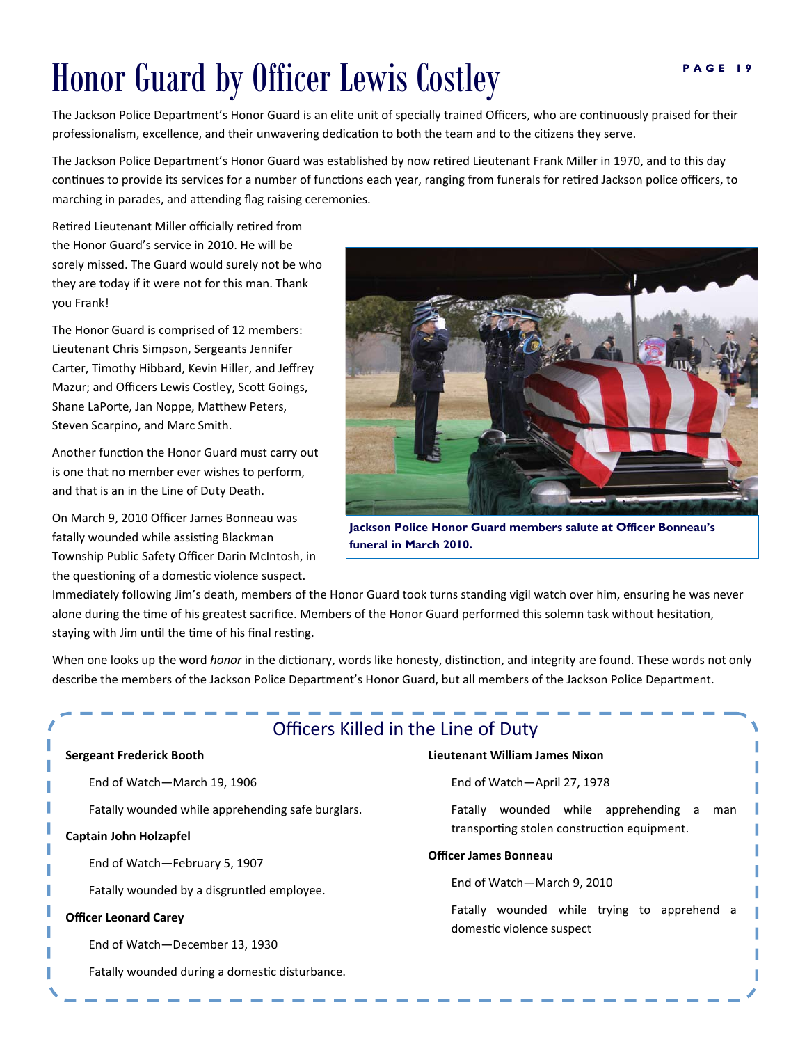# Honor Guard by Officer Lewis Costley

The Jackson Police Department's Honor Guard is an elite unit of specially trained Officers, who are continuously praised for their professionalism, excellence, and their unwavering dedication to both the team and to the citizens they serve.

The Jackson Police Department's Honor Guard was established by now retired Lieutenant Frank Miller in 1970, and to this day continues to provide its services for a number of functions each year, ranging from funerals for retired Jackson police officers, to marching in parades, and attending flag raising ceremonies.

Retired Lieutenant Miller officially retired from the Honor Guard's service in 2010. He will be sorely missed. The Guard would surely not be who they are today if it were not for this man. Thank you Frank!

The Honor Guard is comprised of 12 members: Lieutenant Chris Simpson, Sergeants Jennifer Carter, Timothy Hibbard, Kevin Hiller, and Jeffrey Mazur; and Officers Lewis Costley, Scott Goings, Shane LaPorte, Jan Noppe, Matthew Peters, Steven Scarpino, and Marc Smith.

Another function the Honor Guard must carry out is one that no member ever wishes to perform, and that is an in the Line of Duty Death.

On March 9, 2010 Officer James Bonneau was fatally wounded while assisting Blackman Township Public Safety Officer Darin McIntosh, in the questioning of a domestic violence suspect. Immediately following Jim's death, members of the Honor Guard took turns standing vigil watch over him, ensuring he was never alone during the time of his greatest sacrifice. Members of the Honor Guard performed this solemn task without hesitation, staying with Jim until the time of his final resting.

**Jackson Police Honor Guard members salute at Officer Bonneau's funeral in March 2010.**

When one looks up the word *honor* in the dictionary, words like honesty, distinction, and integrity are found. These words not only describe the members of the Jackson Police Department's Honor Guard, but all members of the Jackson Police Department.

## Officers Killed in the Line of Duty

**Sergeant Frederick Booth**

End of Watch—March 19, 1906

Fatally wounded while apprehending safe burglars.

**Captain John Holzapfel**

End of Watch—February 5, 1907

Fatally wounded by a disgruntled employee.

**Officer Leonard Carey**

End of Watch—December 13, 1930

Fatally wounded during a domestic disturbance.

**Lieutenant William James Nixon**

End of Watch—April 27, 1978

Fatally wounded while apprehending a man transporting stolen construction equipment.

**Officer James Bonneau**

End of Watch—March 9, 2010

Fatally wounded while trying to apprehend a domestic violence suspect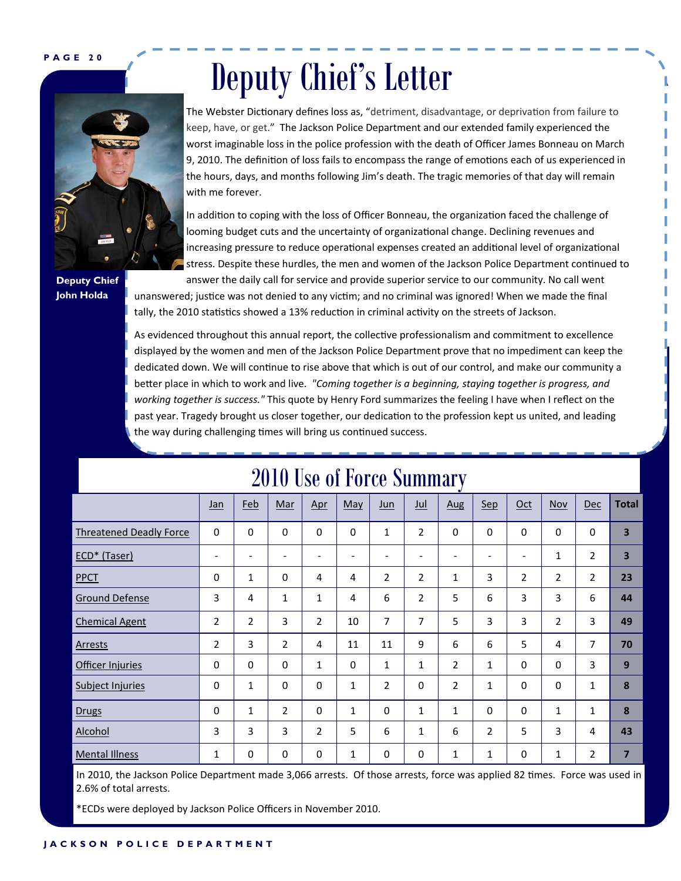# Deputy Chief's Letter

**Deputy Chief John Holda**

The Webster Dictionary defines loss as, "detriment, disadvantage, or deprivation from failure to keep, have, or get." The Jackson Police Department and our extended family experienced the worst imaginable loss in the police profession with the death of Officer James Bonneau on March 9, 2010. The definition of loss fails to encompass the range of emotions each of us experienced in the hours, days, and months following Jim's death. The tragic memories of that day will remain with me forever.

In addition to coping with the loss of Officer Bonneau, the organization faced the challenge of looming budget cuts and the uncertainty of organizational change. Declining revenues and increasing pressure to reduce operational expenses created an additional level of organizational stress. Despite these hurdles, the men and women of the Jackson Police Department continued to answer the daily call for service and provide superior service to our community. No call went unanswered; justice was not denied to any victim; and no criminal was ignored! When we made the final tally, the 2010 statistics showed a 13% reduction in criminal activity on the streets of Jackson.

As evidenced throughout this annual report, the collective professionalism and commitment to excellence displayed by the women and men of the Jackson Police Department prove that no impediment can keep the dedicated down. We will continue to rise above that which is out of our control, and make our community a better place in which to work and live. *"Coming together is a beginning, staying together is progress, and working together is success."* This quote by Henry Ford summarizes the feeling I have when I reflect on the past year. Tragedy brought us closer together, our dedication to the profession kept us united, and leading the way during challenging times will bring us continued success.

## 2010 Use of Force Summary

| | Jan | Feb | Mar | Apr | May | Jun | Jul | Aug | Sep | Oct | Nov | Dec | **Total** |
|---|---|---|---|---|---|---|---|---|---|---|---|---|---|
| Threatened Deadly Force | 0 | 0 | 0 | 0 | 0 | 1 | 2 | 0 | 0 | 0 | 0 | 0 | **3** |
| ECD* (Taser) | - | - | - | - | - | - | - | - | - | - | 1 | 2 | **3** |
| PPCT | 0 | 1 | 0 | 4 | 4 | 2 | 2 | 1 | 3 | 2 | 2 | 2 | **23** |
| Ground Defense | 3 | 4 | 1 | 1 | 4 | 6 | 2 | 5 | 6 | 3 | 3 | 6 | **44** |
| Chemical Agent | 2 | 2 | 3 | 2 | 10 | 7 | 7 | 5 | 3 | 3 | 2 | 3 | **49** |
| Arrests | 2 | 3 | 2 | 4 | 11 | 11 | 9 | 6 | 6 | 5 | 4 | 7 | **70** |
| Officer Injuries | 0 | 0 | 0 | 1 | 0 | 1 | 1 | 2 | 1 | 0 | 0 | 3 | **9** |
| Subject Injuries | 0 | 1 | 0 | 0 | 1 | 2 | 0 | 2 | 1 | 0 | 0 | 1 | **8** |
| Drugs | 0 | 1 | 2 | 0 | 1 | 0 | 1 | 1 | 0 | 0 | 1 | 1 | **8** |
| Alcohol | 3 | 3 | 3 | 2 | 5 | 6 | 1 | 6 | 2 | 5 | 3 | 4 | **43** |
| Mental Illness | 1 | 0 | 0 | 0 | 1 | 0 | 0 | 1 | 1 | 0 | 1 | 2 | **7** |

In 2010, the Jackson Police Department made 3,066 arrests. Of those arrests, force was applied 82 times. Force was used in 2.6% of total arrests.

*ECDs were deployed by Jackson Police Officers in November 2010.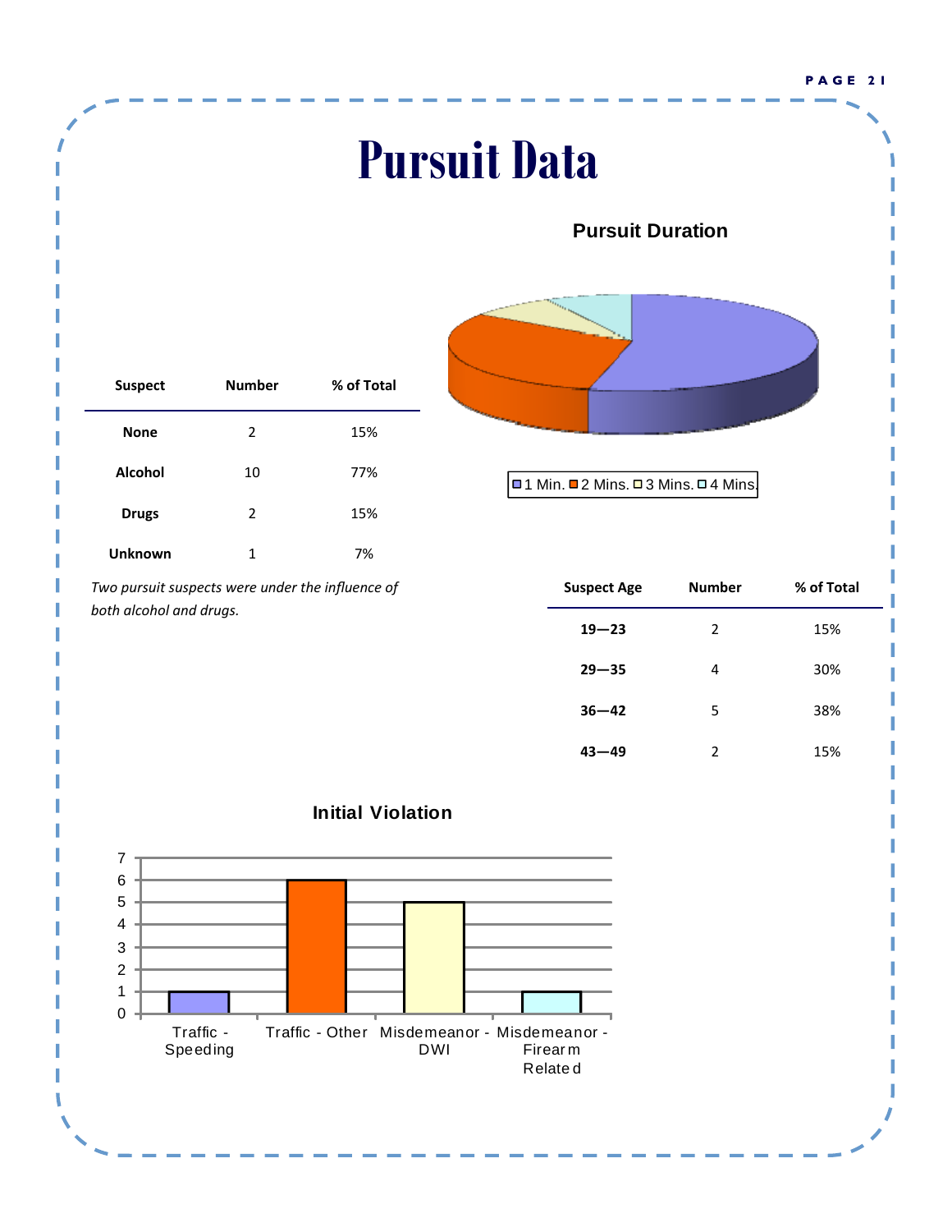# Pursuit Data

**Pursuit Duration**

1 Min. 2 Mins. 3 Mins. 4 Mins.

| Suspect | Number | % of Total |
|---|---|---|
| **None** | 2 | 15% |
| **Alcohol** | 10 | 77% |
| **Drugs** | 2 | 15% |
| **Unknown** | 1 | 7% |

*Two pursuit suspects were under the influence of both alcohol and drugs.*

| Suspect Age | Number | % of Total |
|---|---|---|
| **19—23** | 2 | 15% |
| **29—35** | 4 | 30% |
| **36—42** | 5 | 38% |
| **43—49** | 2 | 15% |

**Initial Violation**

| Initial Violation | Count |
|---|---|
| Traffic - Speeding | 1 |
| Traffic - Other | 6 |
| Misdemeanor - DWI | 5 |
| Misdemeanor - Firearm Related | 1 |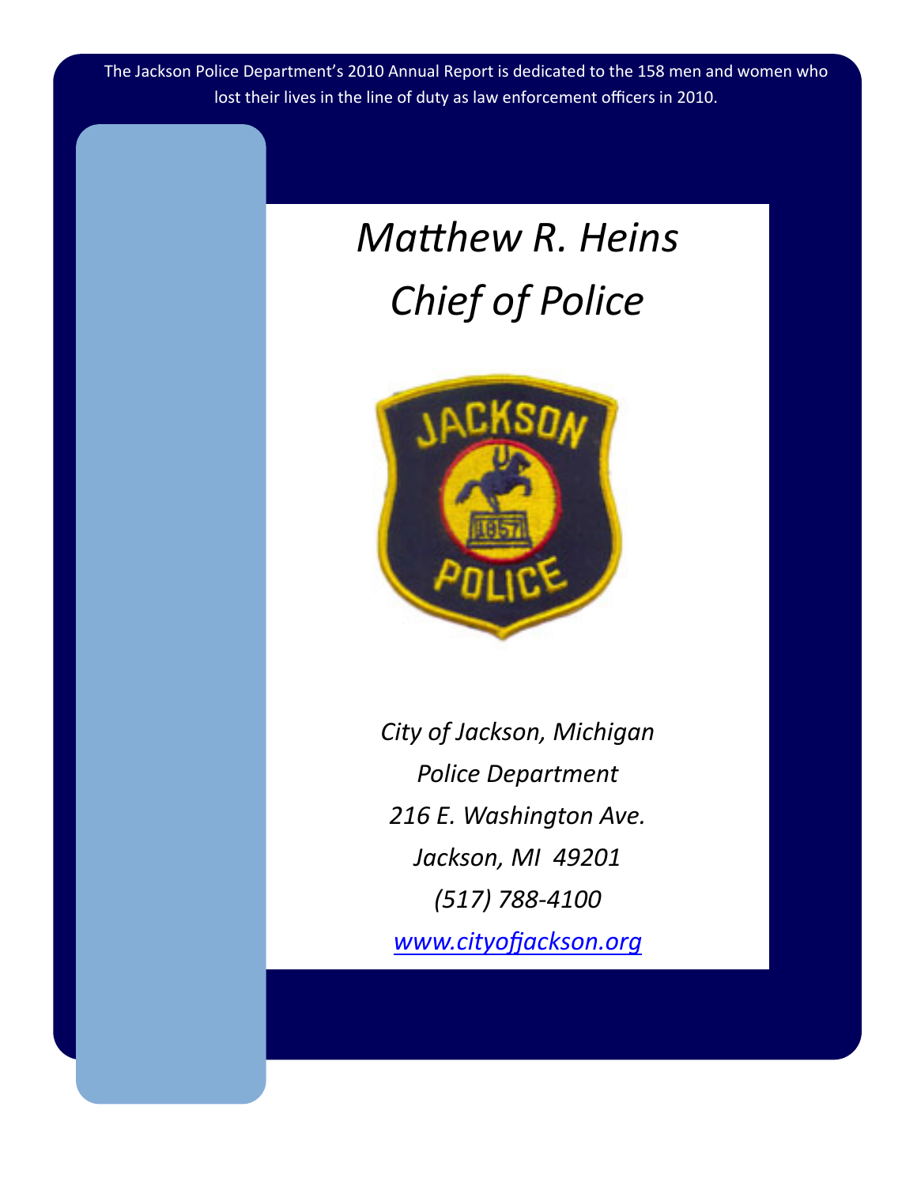The Jackson Police Department's 2010 Annual Report is dedicated to the 158 men and women who lost their lives in the line of duty as law enforcement officers in 2010.

# *Matthew R. Heins*
# *Chief of Police*

*City of Jackson, Michigan*

*Police Department*

*216 E. Washington Ave.*

*Jackson, MI 49201*

*(517) 788-4100*

*www.cityofjackson.org*